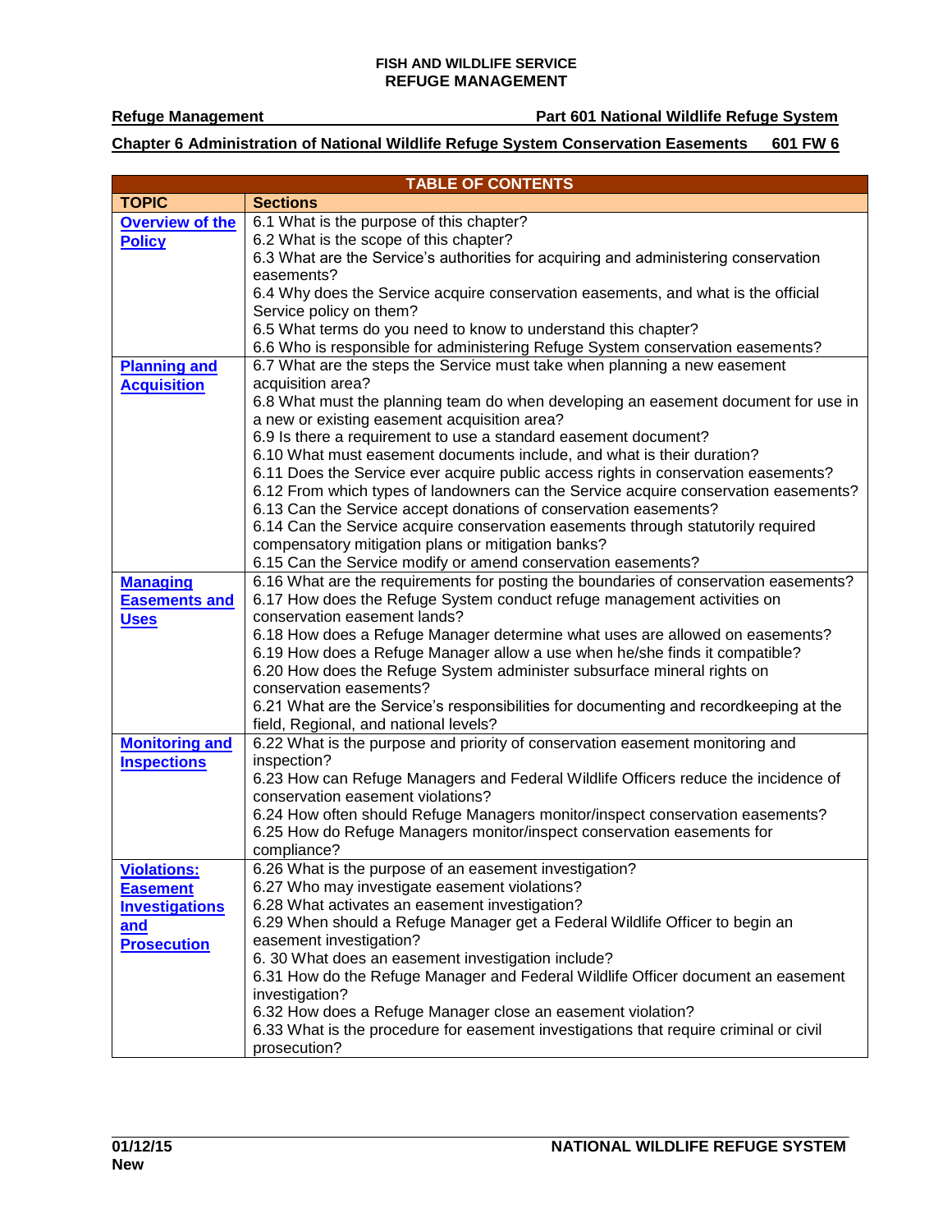**FISH AND WILDLIFE SERVICE**
**REFUGE MANAGEMENT**

**Refuge Management** **Part 601 National Wildlife Refuge System**

**Chapter 6 Administration of National Wildlife Refuge System Conservation Easements 601 FW 6**

| TABLE OF CONTENTS | |
|---|---|
| **TOPIC** | **Sections** |
| **Overview of the Policy** | 6.1 What is the purpose of this chapter?<br>6.2 What is the scope of this chapter?<br>6.3 What are the Service's authorities for acquiring and administering conservation easements?<br>6.4 Why does the Service acquire conservation easements, and what is the official Service policy on them?<br>6.5 What terms do you need to know to understand this chapter?<br>6.6 Who is responsible for administering Refuge System conservation easements? |
| **Planning and Acquisition** | 6.7 What are the steps the Service must take when planning a new easement acquisition area?<br>6.8 What must the planning team do when developing an easement document for use in a new or existing easement acquisition area?<br>6.9 Is there a requirement to use a standard easement document?<br>6.10 What must easement documents include, and what is their duration?<br>6.11 Does the Service ever acquire public access rights in conservation easements?<br>6.12 From which types of landowners can the Service acquire conservation easements?<br>6.13 Can the Service accept donations of conservation easements?<br>6.14 Can the Service acquire conservation easements through statutorily required compensatory mitigation plans or mitigation banks?<br>6.15 Can the Service modify or amend conservation easements? |
| **Managing Easements and Uses** | 6.16 What are the requirements for posting the boundaries of conservation easements?<br>6.17 How does the Refuge System conduct refuge management activities on conservation easement lands?<br>6.18 How does a Refuge Manager determine what uses are allowed on easements?<br>6.19 How does a Refuge Manager allow a use when he/she finds it compatible?<br>6.20 How does the Refuge System administer subsurface mineral rights on conservation easements?<br>6.21 What are the Service's responsibilities for documenting and recordkeeping at the field, Regional, and national levels? |
| **Monitoring and Inspections** | 6.22 What is the purpose and priority of conservation easement monitoring and inspection?<br>6.23 How can Refuge Managers and Federal Wildlife Officers reduce the incidence of conservation easement violations?<br>6.24 How often should Refuge Managers monitor/inspect conservation easements?<br>6.25 How do Refuge Managers monitor/inspect conservation easements for compliance? |
| **Violations: Easement Investigations and Prosecution** | 6.26 What is the purpose of an easement investigation?<br>6.27 Who may investigate easement violations?<br>6.28 What activates an easement investigation?<br>6.29 When should a Refuge Manager get a Federal Wildlife Officer to begin an easement investigation?<br>6. 30 What does an easement investigation include?<br>6.31 How do the Refuge Manager and Federal Wildlife Officer document an easement investigation?<br>6.32 How does a Refuge Manager close an easement violation?<br>6.33 What is the procedure for easement investigations that require criminal or civil prosecution? |

**01/12/15**
**New**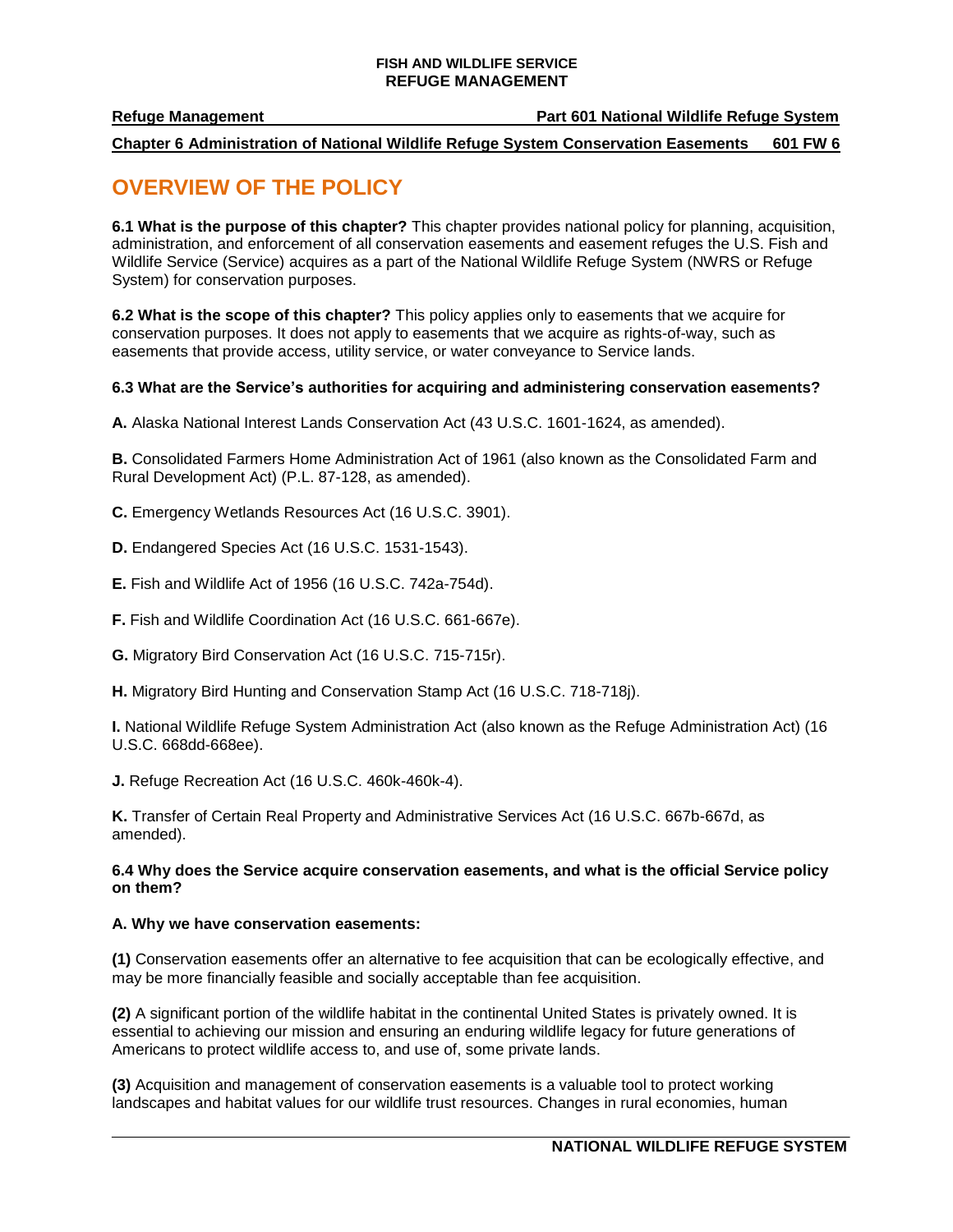**Chapter 6 Administration of National Wildlife Refuge System Conservation Easements 601 FW 6**

# OVERVIEW OF THE POLICY

**6.1 What is the purpose of this chapter?** This chapter provides national policy for planning, acquisition, administration, and enforcement of all conservation easements and easement refuges the U.S. Fish and Wildlife Service (Service) acquires as a part of the National Wildlife Refuge System (NWRS or Refuge System) for conservation purposes.

**6.2 What is the scope of this chapter?** This policy applies only to easements that we acquire for conservation purposes. It does not apply to easements that we acquire as rights-of-way, such as easements that provide access, utility service, or water conveyance to Service lands.

**6.3 What are the Service's authorities for acquiring and administering conservation easements?**

**A.** Alaska National Interest Lands Conservation Act (43 U.S.C. 1601-1624, as amended).

**B.** Consolidated Farmers Home Administration Act of 1961 (also known as the Consolidated Farm and Rural Development Act) (P.L. 87-128, as amended).

**C.** Emergency Wetlands Resources Act (16 U.S.C. 3901).

**D.** Endangered Species Act (16 U.S.C. 1531-1543).

**E.** Fish and Wildlife Act of 1956 (16 U.S.C. 742a-754d).

**F.** Fish and Wildlife Coordination Act (16 U.S.C. 661-667e).

**G.** Migratory Bird Conservation Act (16 U.S.C. 715-715r).

**H.** Migratory Bird Hunting and Conservation Stamp Act (16 U.S.C. 718-718j).

**I.** National Wildlife Refuge System Administration Act (also known as the Refuge Administration Act) (16 U.S.C. 668dd-668ee).

**J.** Refuge Recreation Act (16 U.S.C. 460k-460k-4).

**K.** Transfer of Certain Real Property and Administrative Services Act (16 U.S.C. 667b-667d, as amended).

**6.4 Why does the Service acquire conservation easements, and what is the official Service policy on them?**

**A. Why we have conservation easements:**

**(1)** Conservation easements offer an alternative to fee acquisition that can be ecologically effective, and may be more financially feasible and socially acceptable than fee acquisition.

**(2)** A significant portion of the wildlife habitat in the continental United States is privately owned. It is essential to achieving our mission and ensuring an enduring wildlife legacy for future generations of Americans to protect wildlife access to, and use of, some private lands.

**(3)** Acquisition and management of conservation easements is a valuable tool to protect working landscapes and habitat values for our wildlife trust resources. Changes in rural economies, human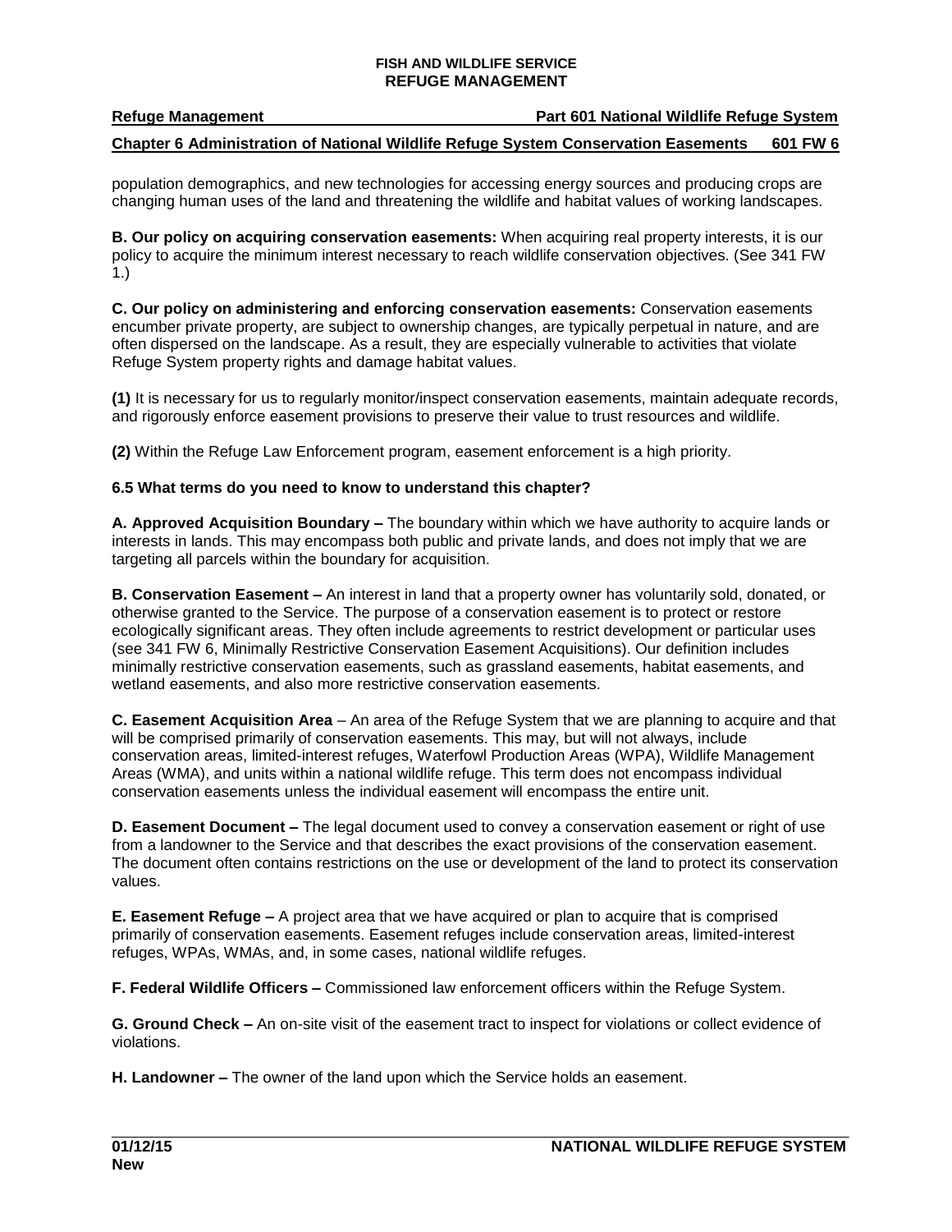population demographics, and new technologies for accessing energy sources and producing crops are changing human uses of the land and threatening the wildlife and habitat values of working landscapes.

**B. Our policy on acquiring conservation easements:** When acquiring real property interests, it is our policy to acquire the minimum interest necessary to reach wildlife conservation objectives. (See 341 FW 1.)

**C. Our policy on administering and enforcing conservation easements:** Conservation easements encumber private property, are subject to ownership changes, are typically perpetual in nature, and are often dispersed on the landscape. As a result, they are especially vulnerable to activities that violate Refuge System property rights and damage habitat values.

**(1)** It is necessary for us to regularly monitor/inspect conservation easements, maintain adequate records, and rigorously enforce easement provisions to preserve their value to trust resources and wildlife.

**(2)** Within the Refuge Law Enforcement program, easement enforcement is a high priority.

### 6.5 What terms do you need to know to understand this chapter?

**A. Approved Acquisition Boundary –** The boundary within which we have authority to acquire lands or interests in lands. This may encompass both public and private lands, and does not imply that we are targeting all parcels within the boundary for acquisition.

**B. Conservation Easement –** An interest in land that a property owner has voluntarily sold, donated, or otherwise granted to the Service. The purpose of a conservation easement is to protect or restore ecologically significant areas. They often include agreements to restrict development or particular uses (see 341 FW 6, Minimally Restrictive Conservation Easement Acquisitions). Our definition includes minimally restrictive conservation easements, such as grassland easements, habitat easements, and wetland easements, and also more restrictive conservation easements.

**C. Easement Acquisition Area** – An area of the Refuge System that we are planning to acquire and that will be comprised primarily of conservation easements. This may, but will not always, include conservation areas, limited-interest refuges, Waterfowl Production Areas (WPA), Wildlife Management Areas (WMA), and units within a national wildlife refuge. This term does not encompass individual conservation easements unless the individual easement will encompass the entire unit.

**D. Easement Document –** The legal document used to convey a conservation easement or right of use from a landowner to the Service and that describes the exact provisions of the conservation easement. The document often contains restrictions on the use or development of the land to protect its conservation values.

**E. Easement Refuge –** A project area that we have acquired or plan to acquire that is comprised primarily of conservation easements. Easement refuges include conservation areas, limited-interest refuges, WPAs, WMAs, and, in some cases, national wildlife refuges.

**F. Federal Wildlife Officers –** Commissioned law enforcement officers within the Refuge System.

**G. Ground Check –** An on-site visit of the easement tract to inspect for violations or collect evidence of violations.

**H. Landowner –** The owner of the land upon which the Service holds an easement.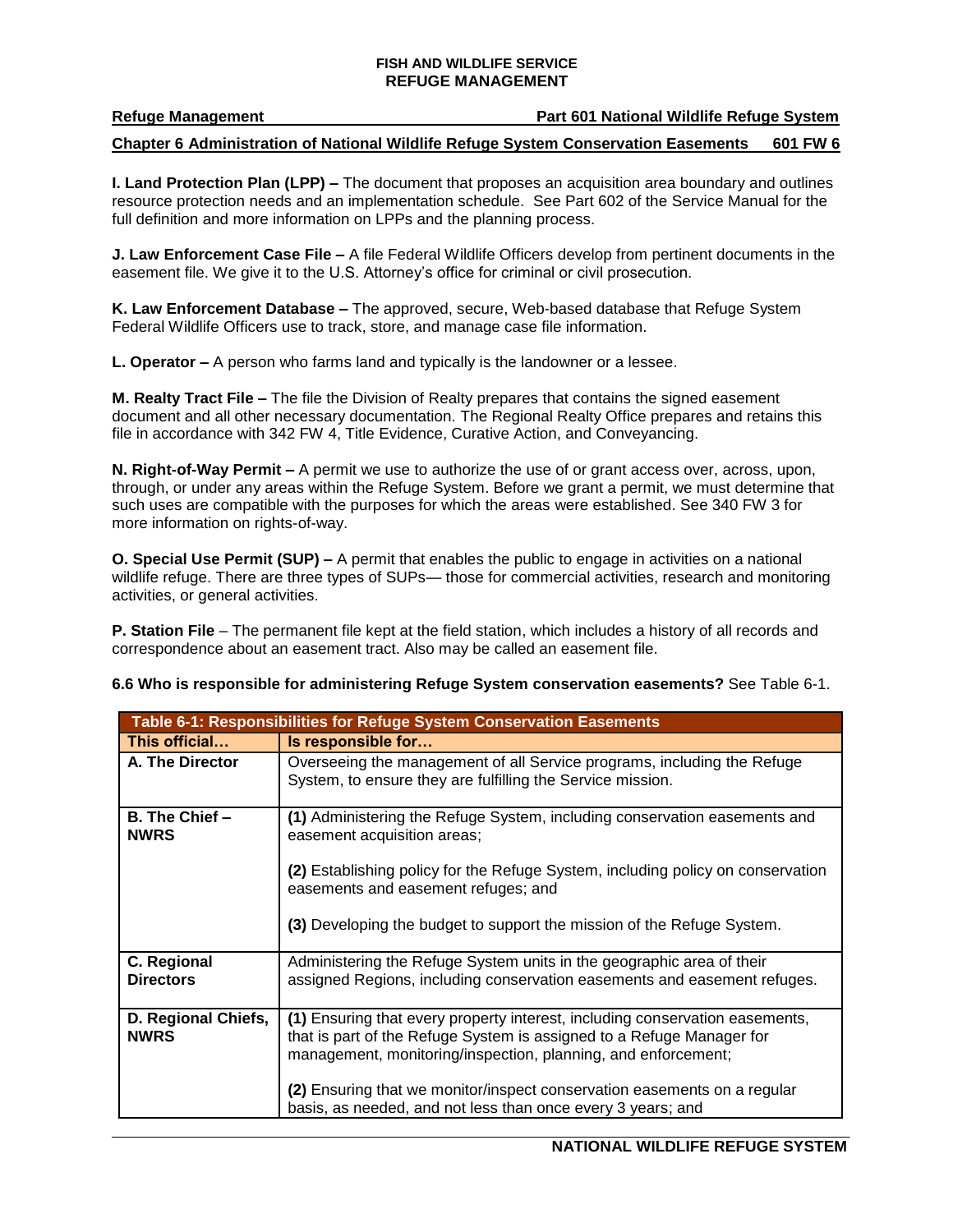**I. Land Protection Plan (LPP) –** The document that proposes an acquisition area boundary and outlines resource protection needs and an implementation schedule. See Part 602 of the Service Manual for the full definition and more information on LPPs and the planning process.

**J. Law Enforcement Case File –** A file Federal Wildlife Officers develop from pertinent documents in the easement file. We give it to the U.S. Attorney's office for criminal or civil prosecution.

**K. Law Enforcement Database –** The approved, secure, Web-based database that Refuge System Federal Wildlife Officers use to track, store, and manage case file information.

**L. Operator –** A person who farms land and typically is the landowner or a lessee.

**M. Realty Tract File –** The file the Division of Realty prepares that contains the signed easement document and all other necessary documentation. The Regional Realty Office prepares and retains this file in accordance with 342 FW 4, Title Evidence, Curative Action, and Conveyancing.

**N. Right-of-Way Permit –** A permit we use to authorize the use of or grant access over, across, upon, through, or under any areas within the Refuge System. Before we grant a permit, we must determine that such uses are compatible with the purposes for which the areas were established. See 340 FW 3 for more information on rights-of-way.

**O. Special Use Permit (SUP) –** A permit that enables the public to engage in activities on a national wildlife refuge. There are three types of SUPs— those for commercial activities, research and monitoring activities, or general activities.

**P. Station File** – The permanent file kept at the field station, which includes a history of all records and correspondence about an easement tract. Also may be called an easement file.

**6.6 Who is responsible for administering Refuge System conservation easements?** See Table 6-1.

| Table 6-1: Responsibilities for Refuge System Conservation Easements | |
|---|---|
| **This official…** | **Is responsible for…** |
| **A. The Director** | Overseeing the management of all Service programs, including the Refuge System, to ensure they are fulfilling the Service mission. |
| **B. The Chief – NWRS** | **(1)** Administering the Refuge System, including conservation easements and easement acquisition areas;<br><br>**(2)** Establishing policy for the Refuge System, including policy on conservation easements and easement refuges; and<br><br>**(3)** Developing the budget to support the mission of the Refuge System. |
| **C. Regional Directors** | Administering the Refuge System units in the geographic area of their assigned Regions, including conservation easements and easement refuges. |
| **D. Regional Chiefs, NWRS** | **(1)** Ensuring that every property interest, including conservation easements, that is part of the Refuge System is assigned to a Refuge Manager for management, monitoring/inspection, planning, and enforcement;<br><br>**(2)** Ensuring that we monitor/inspect conservation easements on a regular basis, as needed, and not less than once every 3 years; and |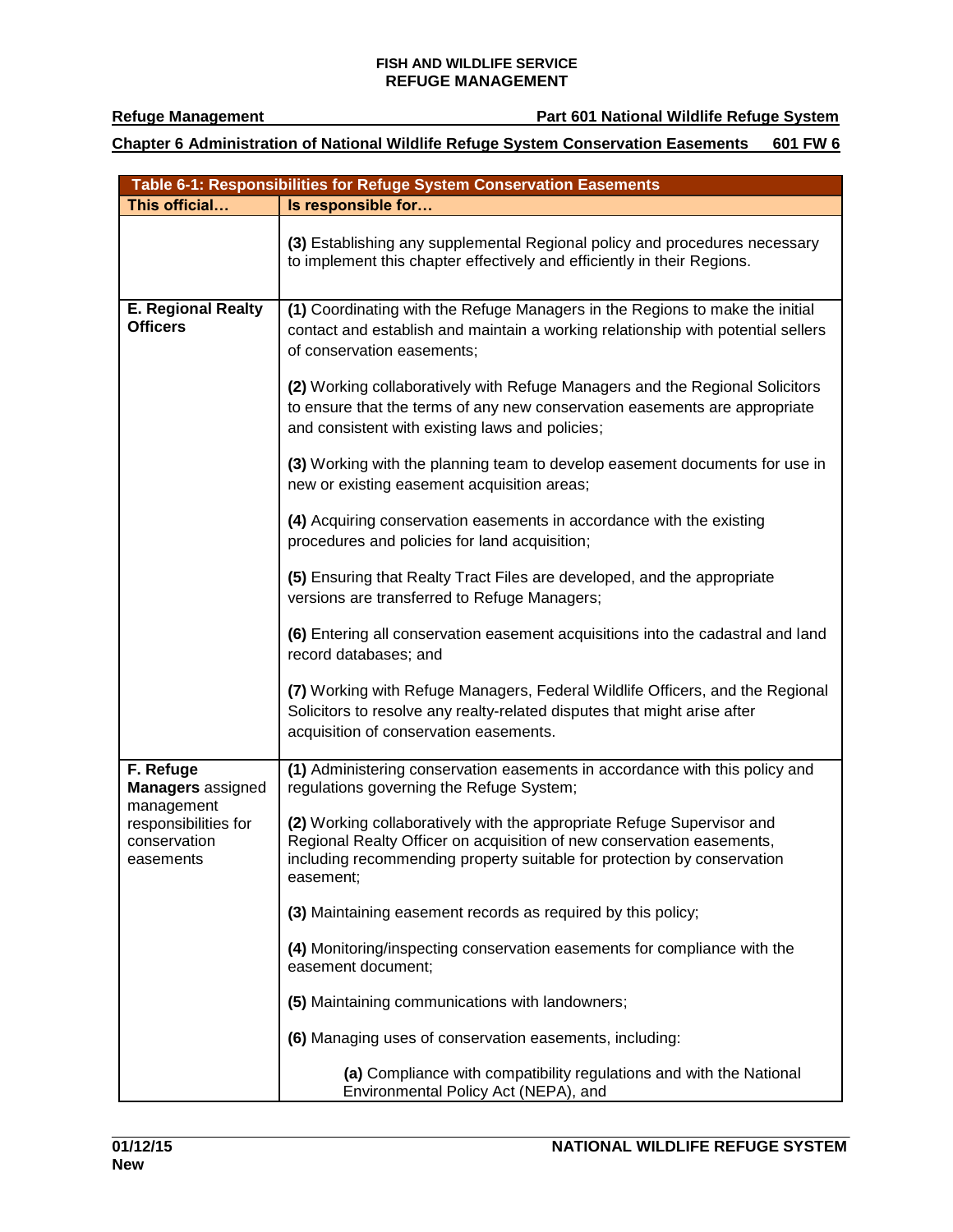| Table 6-1: Responsibilities for Refuge System Conservation Easements | |
|---|---|
| **This official…** | **Is responsible for…** |
| | **(3)** Establishing any supplemental Regional policy and procedures necessary to implement this chapter effectively and efficiently in their Regions. |
| **E. Regional Realty Officers** | **(1)** Coordinating with the Refuge Managers in the Regions to make the initial contact and establish and maintain a working relationship with potential sellers of conservation easements;<br><br>**(2)** Working collaboratively with Refuge Managers and the Regional Solicitors to ensure that the terms of any new conservation easements are appropriate and consistent with existing laws and policies;<br><br>**(3)** Working with the planning team to develop easement documents for use in new or existing easement acquisition areas;<br><br>**(4)** Acquiring conservation easements in accordance with the existing procedures and policies for land acquisition;<br><br>**(5)** Ensuring that Realty Tract Files are developed, and the appropriate versions are transferred to Refuge Managers;<br><br>**(6)** Entering all conservation easement acquisitions into the cadastral and land record databases; and<br><br>**(7)** Working with Refuge Managers, Federal Wildlife Officers, and the Regional Solicitors to resolve any realty-related disputes that might arise after acquisition of conservation easements. |
| **F. Refuge Managers** assigned management responsibilities for conservation easements | **(1)** Administering conservation easements in accordance with this policy and regulations governing the Refuge System;<br><br>**(2)** Working collaboratively with the appropriate Refuge Supervisor and Regional Realty Officer on acquisition of new conservation easements, including recommending property suitable for protection by conservation easement;<br><br>**(3)** Maintaining easement records as required by this policy;<br><br>**(4)** Monitoring/inspecting conservation easements for compliance with the easement document;<br><br>**(5)** Maintaining communications with landowners;<br><br>**(6)** Managing uses of conservation easements, including:<br><br>**(a)** Compliance with compatibility regulations and with the National Environmental Policy Act (NEPA), and |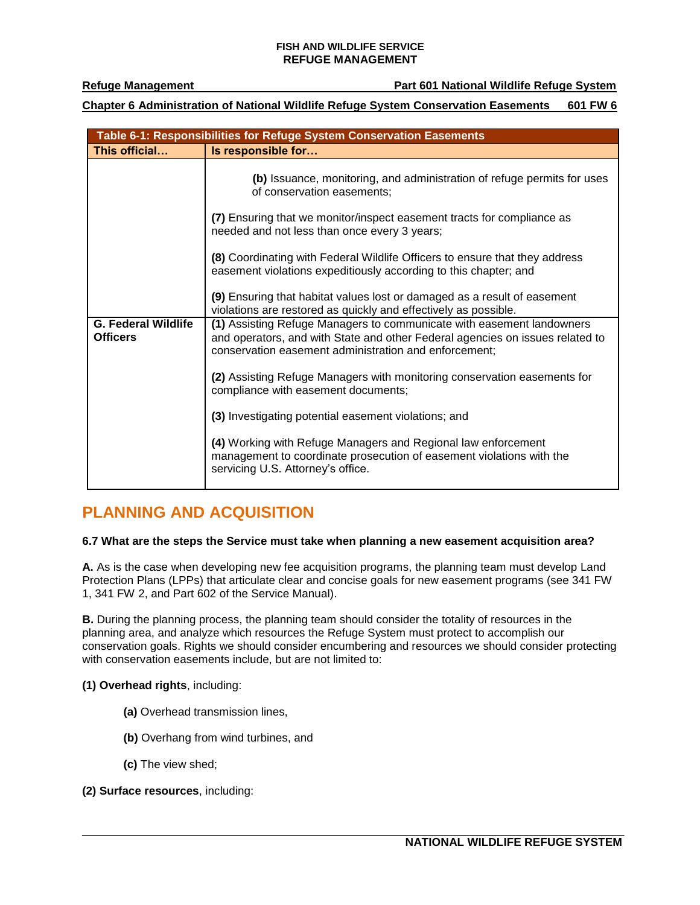| Table 6-1: Responsibilities for Refuge System Conservation Easements | |
|---|---|
| **This official…** | **Is responsible for…** |
| | **(b)** Issuance, monitoring, and administration of refuge permits for uses of conservation easements;<br><br>**(7)** Ensuring that we monitor/inspect easement tracts for compliance as needed and not less than once every 3 years;<br><br>**(8)** Coordinating with Federal Wildlife Officers to ensure that they address easement violations expeditiously according to this chapter; and<br><br>**(9)** Ensuring that habitat values lost or damaged as a result of easement violations are restored as quickly and effectively as possible. |
| **G. Federal Wildlife Officers** | **(1)** Assisting Refuge Managers to communicate with easement landowners and operators, and with State and other Federal agencies on issues related to conservation easement administration and enforcement;<br><br>**(2)** Assisting Refuge Managers with monitoring conservation easements for compliance with easement documents;<br><br>**(3)** Investigating potential easement violations; and<br><br>**(4)** Working with Refuge Managers and Regional law enforcement management to coordinate prosecution of easement violations with the servicing U.S. Attorney's office. |

## PLANNING AND ACQUISITION

**6.7 What are the steps the Service must take when planning a new easement acquisition area?**

**A.** As is the case when developing new fee acquisition programs, the planning team must develop Land Protection Plans (LPPs) that articulate clear and concise goals for new easement programs (see 341 FW 1, 341 FW 2, and Part 602 of the Service Manual).

**B.** During the planning process, the planning team should consider the totality of resources in the planning area, and analyze which resources the Refuge System must protect to accomplish our conservation goals. Rights we should consider encumbering and resources we should consider protecting with conservation easements include, but are not limited to:

**(1) Overhead rights**, including:

- **(a)** Overhead transmission lines,
- **(b)** Overhang from wind turbines, and
- **(c)** The view shed;

**(2) Surface resources**, including: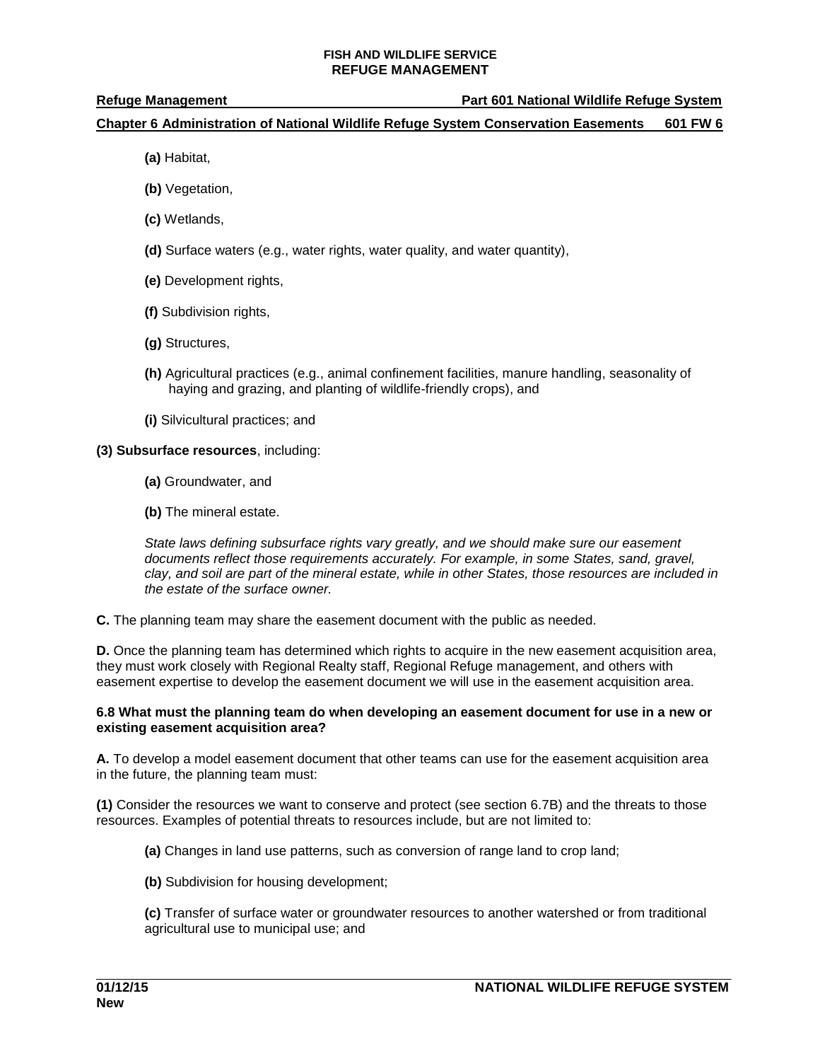**(a)** Habitat,

**(b)** Vegetation,

**(c)** Wetlands,

**(d)** Surface waters (e.g., water rights, water quality, and water quantity),

**(e)** Development rights,

**(f)** Subdivision rights,

**(g)** Structures,

**(h)** Agricultural practices (e.g., animal confinement facilities, manure handling, seasonality of haying and grazing, and planting of wildlife-friendly crops), and

**(i)** Silvicultural practices; and

**(3) Subsurface resources**, including:

**(a)** Groundwater, and

**(b)** The mineral estate.

*State laws defining subsurface rights vary greatly, and we should make sure our easement documents reflect those requirements accurately. For example, in some States, sand, gravel, clay, and soil are part of the mineral estate, while in other States, those resources are included in the estate of the surface owner.*

**C.** The planning team may share the easement document with the public as needed.

**D.** Once the planning team has determined which rights to acquire in the new easement acquisition area, they must work closely with Regional Realty staff, Regional Refuge management, and others with easement expertise to develop the easement document we will use in the easement acquisition area.

### 6.8 What must the planning team do when developing an easement document for use in a new or existing easement acquisition area?

**A.** To develop a model easement document that other teams can use for the easement acquisition area in the future, the planning team must:

**(1)** Consider the resources we want to conserve and protect (see section 6.7B) and the threats to those resources. Examples of potential threats to resources include, but are not limited to:

**(a)** Changes in land use patterns, such as conversion of range land to crop land;

**(b)** Subdivision for housing development;

**(c)** Transfer of surface water or groundwater resources to another watershed or from traditional agricultural use to municipal use; and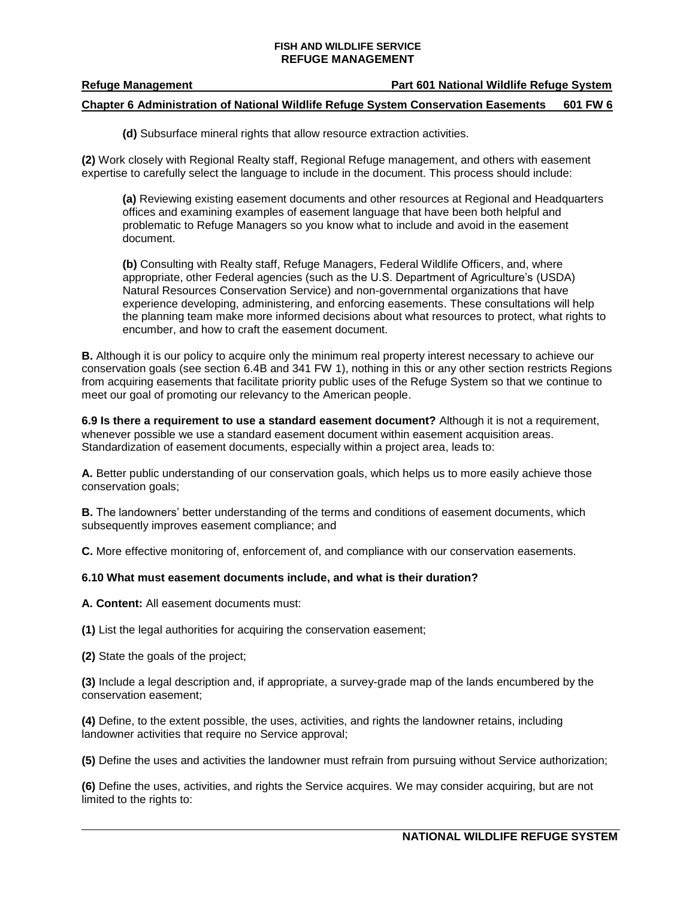**(d)** Subsurface mineral rights that allow resource extraction activities.

**(2)** Work closely with Regional Realty staff, Regional Refuge management, and others with easement expertise to carefully select the language to include in the document. This process should include:

**(a)** Reviewing existing easement documents and other resources at Regional and Headquarters offices and examining examples of easement language that have been both helpful and problematic to Refuge Managers so you know what to include and avoid in the easement document.

**(b)** Consulting with Realty staff, Refuge Managers, Federal Wildlife Officers, and, where appropriate, other Federal agencies (such as the U.S. Department of Agriculture's (USDA) Natural Resources Conservation Service) and non-governmental organizations that have experience developing, administering, and enforcing easements. These consultations will help the planning team make more informed decisions about what resources to protect, what rights to encumber, and how to craft the easement document.

**B.** Although it is our policy to acquire only the minimum real property interest necessary to achieve our conservation goals (see section 6.4B and 341 FW 1), nothing in this or any other section restricts Regions from acquiring easements that facilitate priority public uses of the Refuge System so that we continue to meet our goal of promoting our relevancy to the American people.

**6.9 Is there a requirement to use a standard easement document?** Although it is not a requirement, whenever possible we use a standard easement document within easement acquisition areas. Standardization of easement documents, especially within a project area, leads to:

**A.** Better public understanding of our conservation goals, which helps us to more easily achieve those conservation goals;

**B.** The landowners' better understanding of the terms and conditions of easement documents, which subsequently improves easement compliance; and

**C.** More effective monitoring of, enforcement of, and compliance with our conservation easements.

**6.10 What must easement documents include, and what is their duration?**

**A. Content:** All easement documents must:

**(1)** List the legal authorities for acquiring the conservation easement;

**(2)** State the goals of the project;

**(3)** Include a legal description and, if appropriate, a survey-grade map of the lands encumbered by the conservation easement;

**(4)** Define, to the extent possible, the uses, activities, and rights the landowner retains, including landowner activities that require no Service approval;

**(5)** Define the uses and activities the landowner must refrain from pursuing without Service authorization;

**(6)** Define the uses, activities, and rights the Service acquires. We may consider acquiring, but are not limited to the rights to: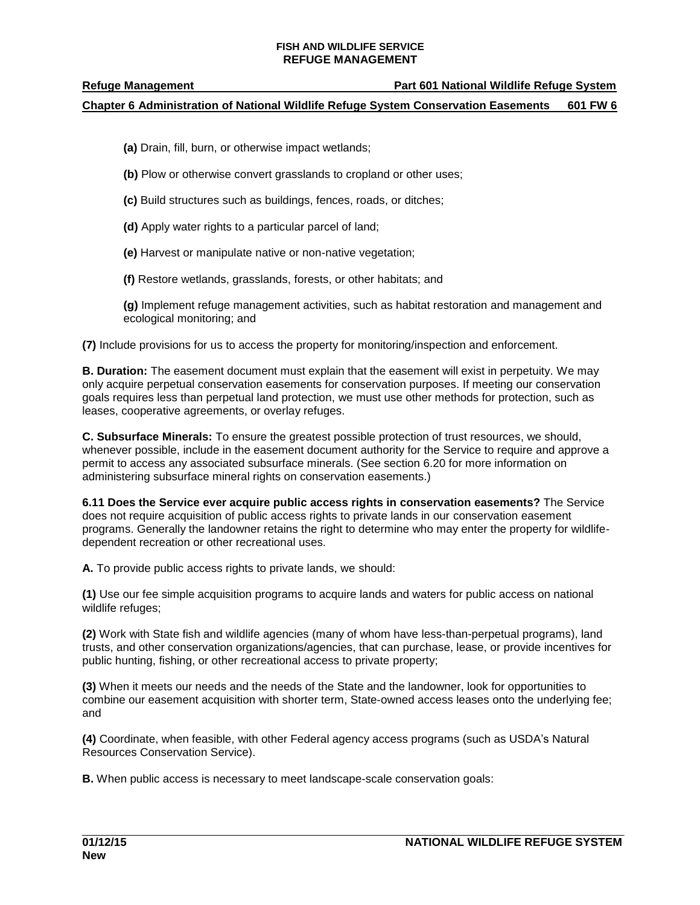**(a)** Drain, fill, burn, or otherwise impact wetlands;

**(b)** Plow or otherwise convert grasslands to cropland or other uses;

**(c)** Build structures such as buildings, fences, roads, or ditches;

**(d)** Apply water rights to a particular parcel of land;

**(e)** Harvest or manipulate native or non-native vegetation;

**(f)** Restore wetlands, grasslands, forests, or other habitats; and

**(g)** Implement refuge management activities, such as habitat restoration and management and ecological monitoring; and

**(7)** Include provisions for us to access the property for monitoring/inspection and enforcement.

**B. Duration:** The easement document must explain that the easement will exist in perpetuity. We may only acquire perpetual conservation easements for conservation purposes. If meeting our conservation goals requires less than perpetual land protection, we must use other methods for protection, such as leases, cooperative agreements, or overlay refuges.

**C. Subsurface Minerals:** To ensure the greatest possible protection of trust resources, we should, whenever possible, include in the easement document authority for the Service to require and approve a permit to access any associated subsurface minerals. (See section 6.20 for more information on administering subsurface mineral rights on conservation easements.)

**6.11 Does the Service ever acquire public access rights in conservation easements?** The Service does not require acquisition of public access rights to private lands in our conservation easement programs. Generally the landowner retains the right to determine who may enter the property for wildlife-dependent recreation or other recreational uses.

**A.** To provide public access rights to private lands, we should:

**(1)** Use our fee simple acquisition programs to acquire lands and waters for public access on national wildlife refuges;

**(2)** Work with State fish and wildlife agencies (many of whom have less-than-perpetual programs), land trusts, and other conservation organizations/agencies, that can purchase, lease, or provide incentives for public hunting, fishing, or other recreational access to private property;

**(3)** When it meets our needs and the needs of the State and the landowner, look for opportunities to combine our easement acquisition with shorter term, State-owned access leases onto the underlying fee; and

**(4)** Coordinate, when feasible, with other Federal agency access programs (such as USDA's Natural Resources Conservation Service).

**B.** When public access is necessary to meet landscape-scale conservation goals: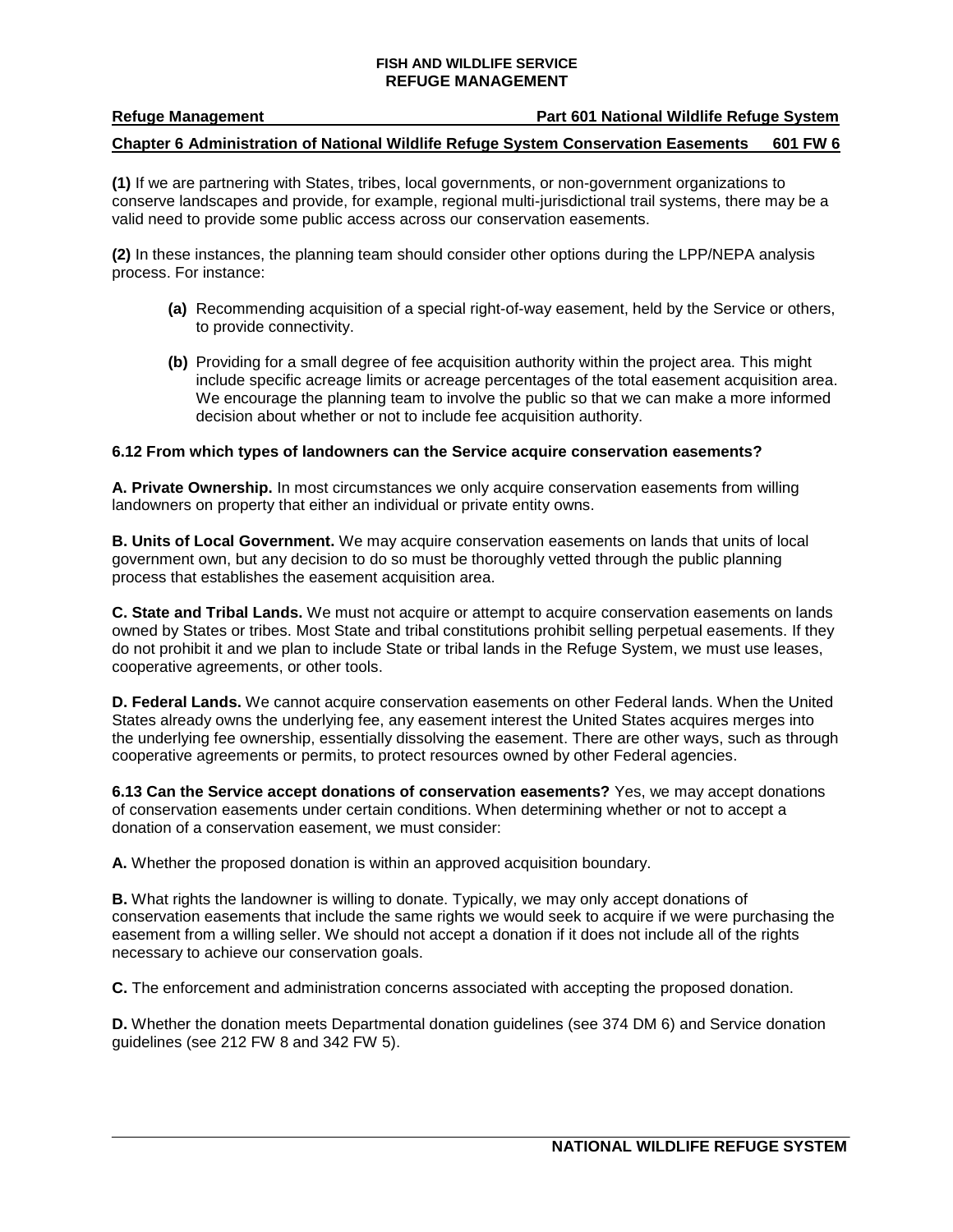**(1)** If we are partnering with States, tribes, local governments, or non-government organizations to conserve landscapes and provide, for example, regional multi-jurisdictional trail systems, there may be a valid need to provide some public access across our conservation easements.

**(2)** In these instances, the planning team should consider other options during the LPP/NEPA analysis process. For instance:

- **(a)** Recommending acquisition of a special right-of-way easement, held by the Service or others, to provide connectivity.
- **(b)** Providing for a small degree of fee acquisition authority within the project area. This might include specific acreage limits or acreage percentages of the total easement acquisition area. We encourage the planning team to involve the public so that we can make a more informed decision about whether or not to include fee acquisition authority.

**6.12 From which types of landowners can the Service acquire conservation easements?**

**A. Private Ownership.** In most circumstances we only acquire conservation easements from willing landowners on property that either an individual or private entity owns.

**B. Units of Local Government.** We may acquire conservation easements on lands that units of local government own, but any decision to do so must be thoroughly vetted through the public planning process that establishes the easement acquisition area.

**C. State and Tribal Lands.** We must not acquire or attempt to acquire conservation easements on lands owned by States or tribes. Most State and tribal constitutions prohibit selling perpetual easements. If they do not prohibit it and we plan to include State or tribal lands in the Refuge System, we must use leases, cooperative agreements, or other tools.

**D. Federal Lands.** We cannot acquire conservation easements on other Federal lands. When the United States already owns the underlying fee, any easement interest the United States acquires merges into the underlying fee ownership, essentially dissolving the easement. There are other ways, such as through cooperative agreements or permits, to protect resources owned by other Federal agencies.

**6.13 Can the Service accept donations of conservation easements?** Yes, we may accept donations of conservation easements under certain conditions. When determining whether or not to accept a donation of a conservation easement, we must consider:

**A.** Whether the proposed donation is within an approved acquisition boundary.

**B.** What rights the landowner is willing to donate. Typically, we may only accept donations of conservation easements that include the same rights we would seek to acquire if we were purchasing the easement from a willing seller. We should not accept a donation if it does not include all of the rights necessary to achieve our conservation goals.

**C.** The enforcement and administration concerns associated with accepting the proposed donation.

**D.** Whether the donation meets Departmental donation guidelines (see 374 DM 6) and Service donation guidelines (see 212 FW 8 and 342 FW 5).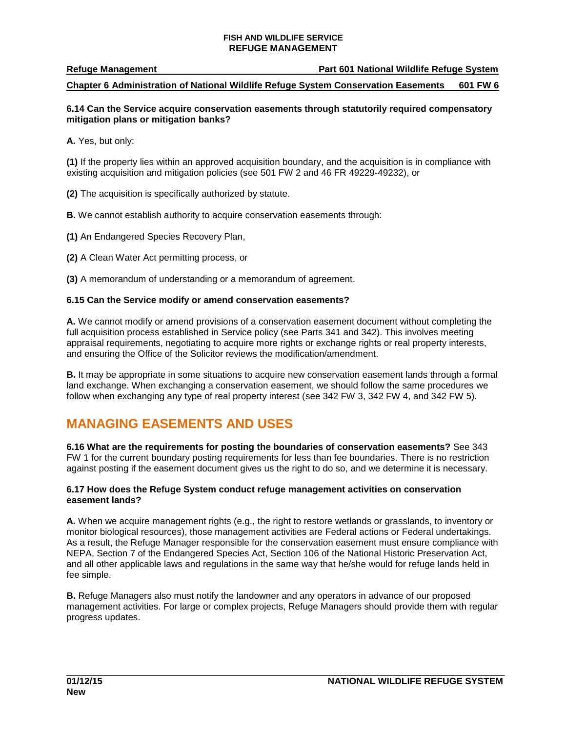**6.14 Can the Service acquire conservation easements through statutorily required compensatory mitigation plans or mitigation banks?**

**A.** Yes, but only:

**(1)** If the property lies within an approved acquisition boundary, and the acquisition is in compliance with existing acquisition and mitigation policies (see 501 FW 2 and 46 FR 49229-49232), or

**(2)** The acquisition is specifically authorized by statute.

**B.** We cannot establish authority to acquire conservation easements through:

**(1)** An Endangered Species Recovery Plan,

**(2)** A Clean Water Act permitting process, or

**(3)** A memorandum of understanding or a memorandum of agreement.

**6.15 Can the Service modify or amend conservation easements?**

**A.** We cannot modify or amend provisions of a conservation easement document without completing the full acquisition process established in Service policy (see Parts 341 and 342). This involves meeting appraisal requirements, negotiating to acquire more rights or exchange rights or real property interests, and ensuring the Office of the Solicitor reviews the modification/amendment.

**B.** It may be appropriate in some situations to acquire new conservation easement lands through a formal land exchange. When exchanging a conservation easement, we should follow the same procedures we follow when exchanging any type of real property interest (see 342 FW 3, 342 FW 4, and 342 FW 5).

## MANAGING EASEMENTS AND USES

**6.16 What are the requirements for posting the boundaries of conservation easements?** See 343 FW 1 for the current boundary posting requirements for less than fee boundaries. There is no restriction against posting if the easement document gives us the right to do so, and we determine it is necessary.

**6.17 How does the Refuge System conduct refuge management activities on conservation easement lands?**

**A.** When we acquire management rights (e.g., the right to restore wetlands or grasslands, to inventory or monitor biological resources), those management activities are Federal actions or Federal undertakings. As a result, the Refuge Manager responsible for the conservation easement must ensure compliance with NEPA, Section 7 of the Endangered Species Act, Section 106 of the National Historic Preservation Act, and all other applicable laws and regulations in the same way that he/she would for refuge lands held in fee simple.

**B.** Refuge Managers also must notify the landowner and any operators in advance of our proposed management activities. For large or complex projects, Refuge Managers should provide them with regular progress updates.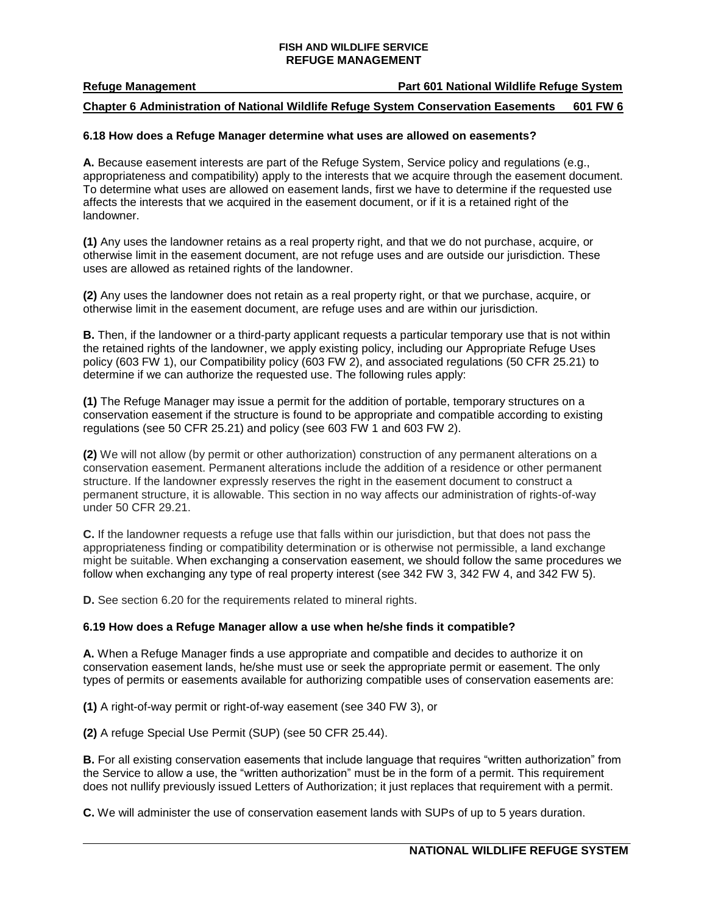### 6.18 How does a Refuge Manager determine what uses are allowed on easements?

**A.** Because easement interests are part of the Refuge System, Service policy and regulations (e.g., appropriateness and compatibility) apply to the interests that we acquire through the easement document. To determine what uses are allowed on easement lands, first we have to determine if the requested use affects the interests that we acquired in the easement document, or if it is a retained right of the landowner.

**(1)** Any uses the landowner retains as a real property right, and that we do not purchase, acquire, or otherwise limit in the easement document, are not refuge uses and are outside our jurisdiction. These uses are allowed as retained rights of the landowner.

**(2)** Any uses the landowner does not retain as a real property right, or that we purchase, acquire, or otherwise limit in the easement document, are refuge uses and are within our jurisdiction.

**B.** Then, if the landowner or a third-party applicant requests a particular temporary use that is not within the retained rights of the landowner, we apply existing policy, including our Appropriate Refuge Uses policy (603 FW 1), our Compatibility policy (603 FW 2), and associated regulations (50 CFR 25.21) to determine if we can authorize the requested use. The following rules apply:

**(1)** The Refuge Manager may issue a permit for the addition of portable, temporary structures on a conservation easement if the structure is found to be appropriate and compatible according to existing regulations (see 50 CFR 25.21) and policy (see 603 FW 1 and 603 FW 2).

**(2)** We will not allow (by permit or other authorization) construction of any permanent alterations on a conservation easement. Permanent alterations include the addition of a residence or other permanent structure. If the landowner expressly reserves the right in the easement document to construct a permanent structure, it is allowable. This section in no way affects our administration of rights-of-way under 50 CFR 29.21.

**C.** If the landowner requests a refuge use that falls within our jurisdiction, but that does not pass the appropriateness finding or compatibility determination or is otherwise not permissible, a land exchange might be suitable. When exchanging a conservation easement, we should follow the same procedures we follow when exchanging any type of real property interest (see 342 FW 3, 342 FW 4, and 342 FW 5).

**D.** See section 6.20 for the requirements related to mineral rights.

### 6.19 How does a Refuge Manager allow a use when he/she finds it compatible?

**A.** When a Refuge Manager finds a use appropriate and compatible and decides to authorize it on conservation easement lands, he/she must use or seek the appropriate permit or easement. The only types of permits or easements available for authorizing compatible uses of conservation easements are:

**(1)** A right-of-way permit or right-of-way easement (see 340 FW 3), or

**(2)** A refuge Special Use Permit (SUP) (see 50 CFR 25.44).

**B.** For all existing conservation easements that include language that requires "written authorization" from the Service to allow a use, the "written authorization" must be in the form of a permit. This requirement does not nullify previously issued Letters of Authorization; it just replaces that requirement with a permit.

**C.** We will administer the use of conservation easement lands with SUPs of up to 5 years duration.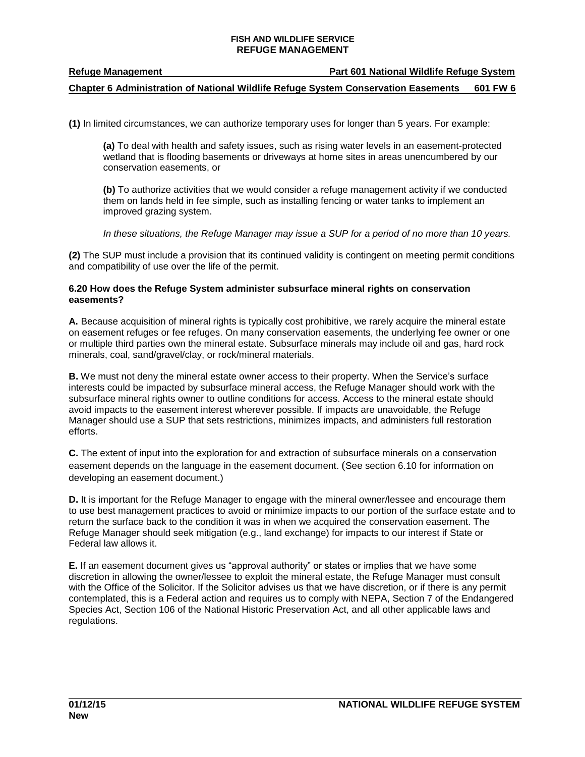**(1)** In limited circumstances, we can authorize temporary uses for longer than 5 years. For example:

> **(a)** To deal with health and safety issues, such as rising water levels in an easement-protected wetland that is flooding basements or driveways at home sites in areas unencumbered by our conservation easements, or
>
> **(b)** To authorize activities that we would consider a refuge management activity if we conducted them on lands held in fee simple, such as installing fencing or water tanks to implement an improved grazing system.
>
> *In these situations, the Refuge Manager may issue a SUP for a period of no more than 10 years.*

**(2)** The SUP must include a provision that its continued validity is contingent on meeting permit conditions and compatibility of use over the life of the permit.

### 6.20 How does the Refuge System administer subsurface mineral rights on conservation easements?

**A.** Because acquisition of mineral rights is typically cost prohibitive, we rarely acquire the mineral estate on easement refuges or fee refuges. On many conservation easements, the underlying fee owner or one or multiple third parties own the mineral estate. Subsurface minerals may include oil and gas, hard rock minerals, coal, sand/gravel/clay, or rock/mineral materials.

**B.** We must not deny the mineral estate owner access to their property. When the Service's surface interests could be impacted by subsurface mineral access, the Refuge Manager should work with the subsurface mineral rights owner to outline conditions for access. Access to the mineral estate should avoid impacts to the easement interest wherever possible. If impacts are unavoidable, the Refuge Manager should use a SUP that sets restrictions, minimizes impacts, and administers full restoration efforts.

**C.** The extent of input into the exploration for and extraction of subsurface minerals on a conservation easement depends on the language in the easement document. (See section 6.10 for information on developing an easement document.)

**D.** It is important for the Refuge Manager to engage with the mineral owner/lessee and encourage them to use best management practices to avoid or minimize impacts to our portion of the surface estate and to return the surface back to the condition it was in when we acquired the conservation easement. The Refuge Manager should seek mitigation (e.g., land exchange) for impacts to our interest if State or Federal law allows it.

**E.** If an easement document gives us "approval authority" or states or implies that we have some discretion in allowing the owner/lessee to exploit the mineral estate, the Refuge Manager must consult with the Office of the Solicitor. If the Solicitor advises us that we have discretion, or if there is any permit contemplated, this is a Federal action and requires us to comply with NEPA, Section 7 of the Endangered Species Act, Section 106 of the National Historic Preservation Act, and all other applicable laws and regulations.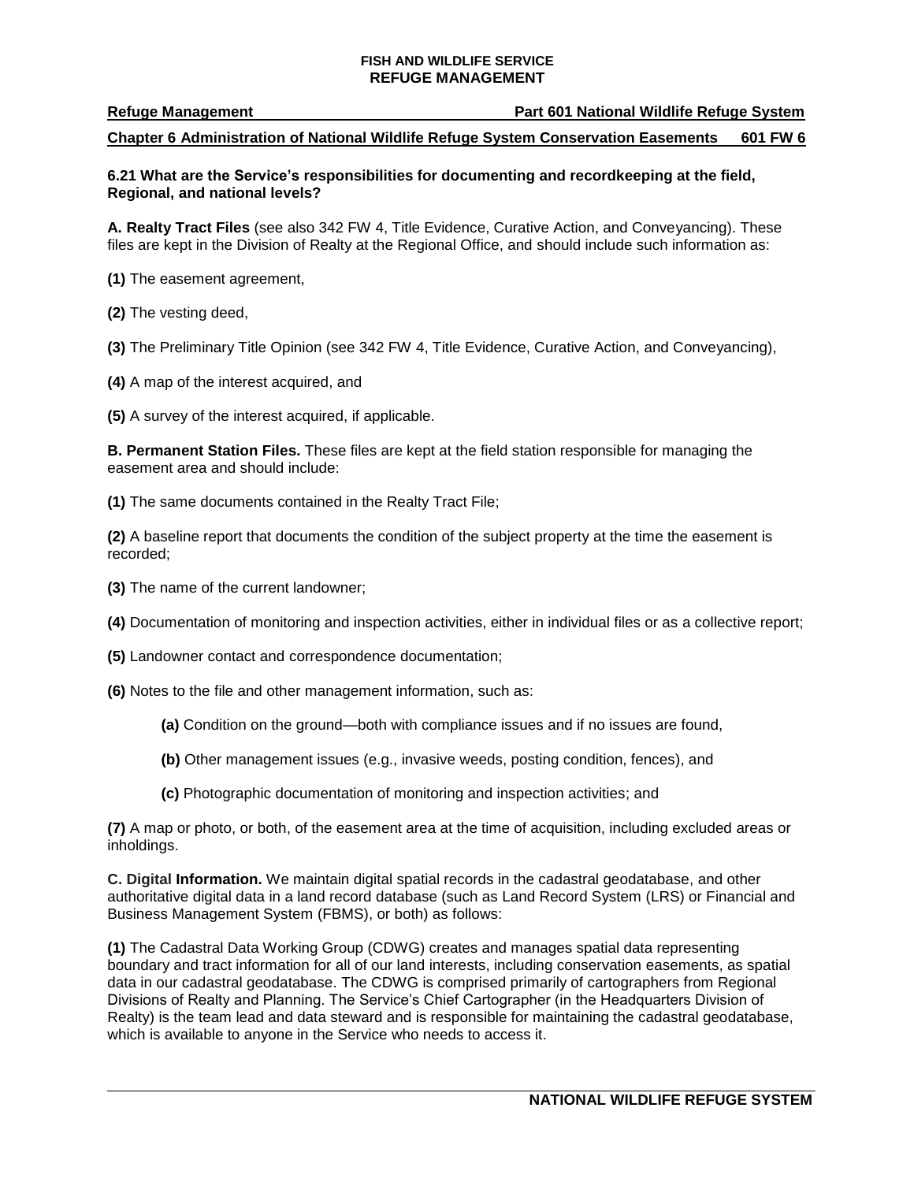**6.21 What are the Service's responsibilities for documenting and recordkeeping at the field, Regional, and national levels?**

**A. Realty Tract Files** (see also 342 FW 4, Title Evidence, Curative Action, and Conveyancing). These files are kept in the Division of Realty at the Regional Office, and should include such information as:

**(1)** The easement agreement,

**(2)** The vesting deed,

**(3)** The Preliminary Title Opinion (see 342 FW 4, Title Evidence, Curative Action, and Conveyancing),

**(4)** A map of the interest acquired, and

**(5)** A survey of the interest acquired, if applicable.

**B. Permanent Station Files.** These files are kept at the field station responsible for managing the easement area and should include:

**(1)** The same documents contained in the Realty Tract File;

**(2)** A baseline report that documents the condition of the subject property at the time the easement is recorded;

**(3)** The name of the current landowner;

**(4)** Documentation of monitoring and inspection activities, either in individual files or as a collective report;

**(5)** Landowner contact and correspondence documentation;

**(6)** Notes to the file and other management information, such as:

> **(a)** Condition on the ground—both with compliance issues and if no issues are found,
>
> **(b)** Other management issues (e.g., invasive weeds, posting condition, fences), and
>
> **(c)** Photographic documentation of monitoring and inspection activities; and

**(7)** A map or photo, or both, of the easement area at the time of acquisition, including excluded areas or inholdings.

**C. Digital Information.** We maintain digital spatial records in the cadastral geodatabase, and other authoritative digital data in a land record database (such as Land Record System (LRS) or Financial and Business Management System (FBMS), or both) as follows:

**(1)** The Cadastral Data Working Group (CDWG) creates and manages spatial data representing boundary and tract information for all of our land interests, including conservation easements, as spatial data in our cadastral geodatabase. The CDWG is comprised primarily of cartographers from Regional Divisions of Realty and Planning. The Service's Chief Cartographer (in the Headquarters Division of Realty) is the team lead and data steward and is responsible for maintaining the cadastral geodatabase, which is available to anyone in the Service who needs to access it.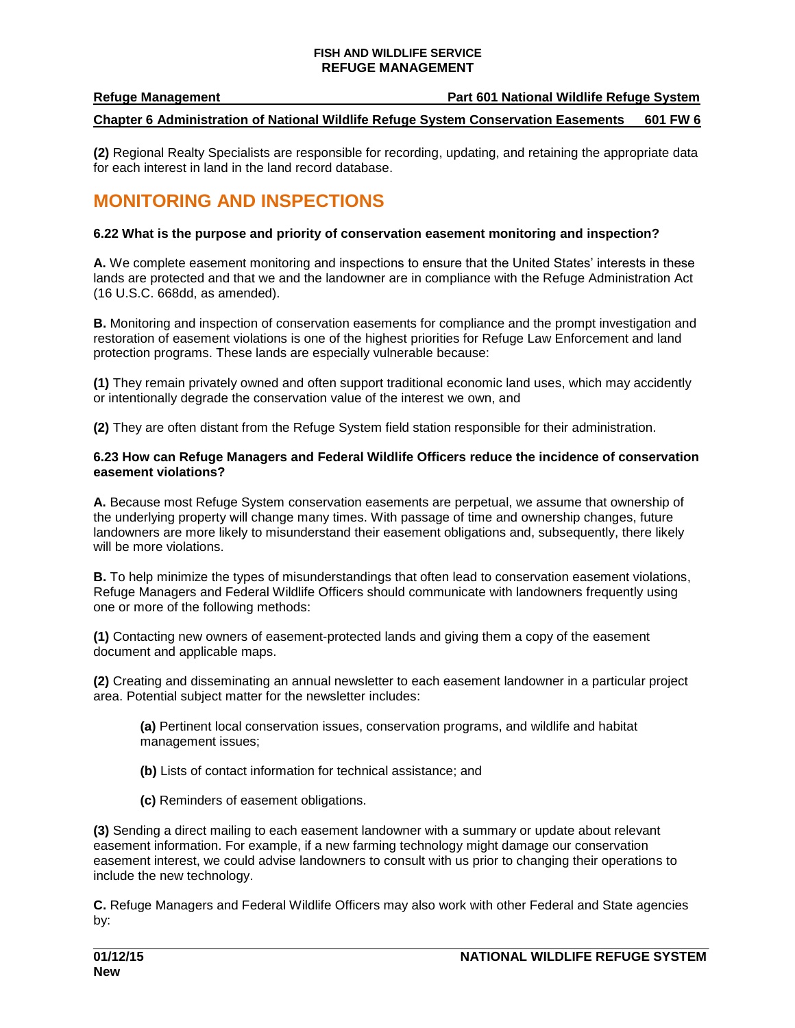**(2)** Regional Realty Specialists are responsible for recording, updating, and retaining the appropriate data for each interest in land in the land record database.

## MONITORING AND INSPECTIONS

### 6.22 What is the purpose and priority of conservation easement monitoring and inspection?

**A.** We complete easement monitoring and inspections to ensure that the United States' interests in these lands are protected and that we and the landowner are in compliance with the Refuge Administration Act (16 U.S.C. 668dd, as amended).

**B.** Monitoring and inspection of conservation easements for compliance and the prompt investigation and restoration of easement violations is one of the highest priorities for Refuge Law Enforcement and land protection programs. These lands are especially vulnerable because:

**(1)** They remain privately owned and often support traditional economic land uses, which may accidently or intentionally degrade the conservation value of the interest we own, and

**(2)** They are often distant from the Refuge System field station responsible for their administration.

### 6.23 How can Refuge Managers and Federal Wildlife Officers reduce the incidence of conservation easement violations?

**A.** Because most Refuge System conservation easements are perpetual, we assume that ownership of the underlying property will change many times. With passage of time and ownership changes, future landowners are more likely to misunderstand their easement obligations and, subsequently, there likely will be more violations.

**B.** To help minimize the types of misunderstandings that often lead to conservation easement violations, Refuge Managers and Federal Wildlife Officers should communicate with landowners frequently using one or more of the following methods:

**(1)** Contacting new owners of easement-protected lands and giving them a copy of the easement document and applicable maps.

**(2)** Creating and disseminating an annual newsletter to each easement landowner in a particular project area. Potential subject matter for the newsletter includes:

> **(a)** Pertinent local conservation issues, conservation programs, and wildlife and habitat management issues;
>
> **(b)** Lists of contact information for technical assistance; and
>
> **(c)** Reminders of easement obligations.

**(3)** Sending a direct mailing to each easement landowner with a summary or update about relevant easement information. For example, if a new farming technology might damage our conservation easement interest, we could advise landowners to consult with us prior to changing their operations to include the new technology.

**C.** Refuge Managers and Federal Wildlife Officers may also work with other Federal and State agencies by: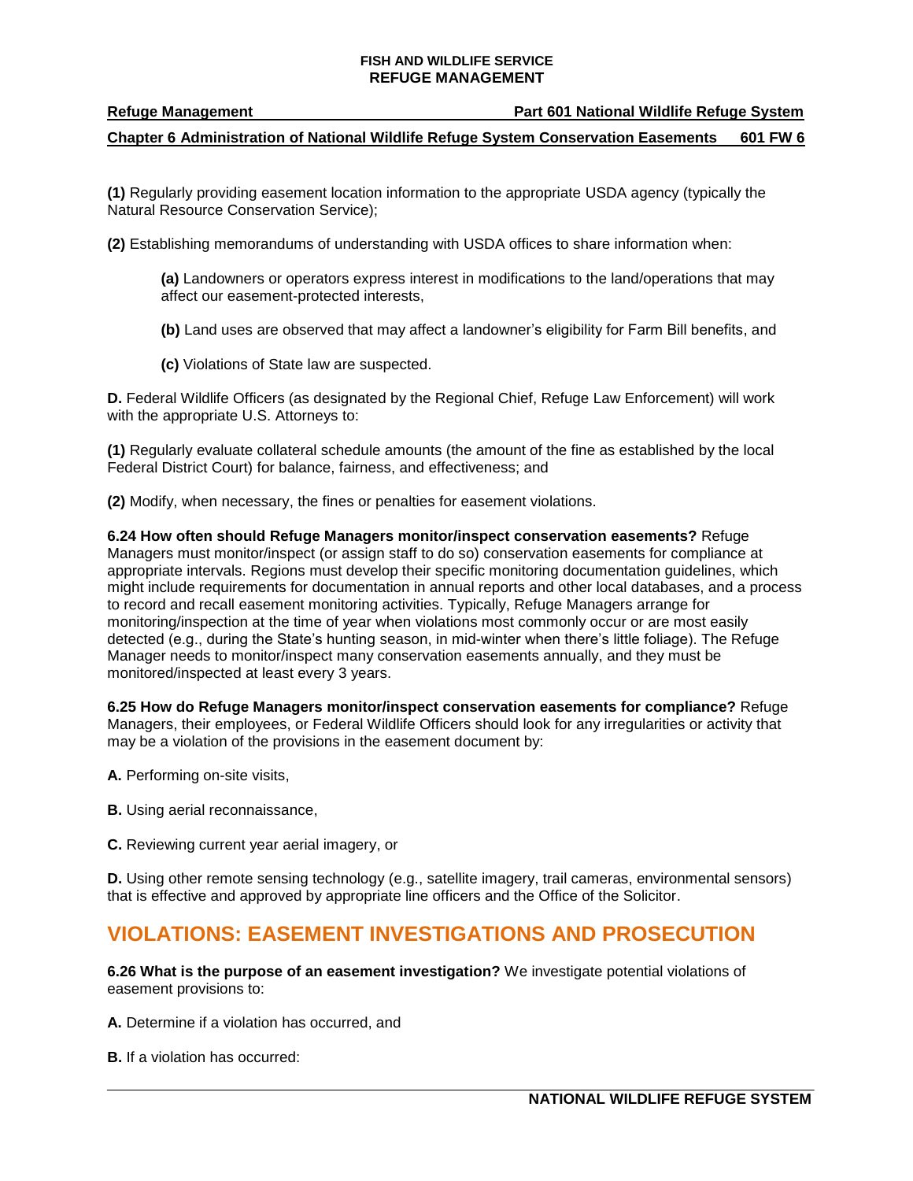**(1)** Regularly providing easement location information to the appropriate USDA agency (typically the Natural Resource Conservation Service);

**(2)** Establishing memorandums of understanding with USDA offices to share information when:

> **(a)** Landowners or operators express interest in modifications to the land/operations that may affect our easement-protected interests,
>
> **(b)** Land uses are observed that may affect a landowner's eligibility for Farm Bill benefits, and
>
> **(c)** Violations of State law are suspected.

**D.** Federal Wildlife Officers (as designated by the Regional Chief, Refuge Law Enforcement) will work with the appropriate U.S. Attorneys to:

**(1)** Regularly evaluate collateral schedule amounts (the amount of the fine as established by the local Federal District Court) for balance, fairness, and effectiveness; and

**(2)** Modify, when necessary, the fines or penalties for easement violations.

**6.24 How often should Refuge Managers monitor/inspect conservation easements?** Refuge Managers must monitor/inspect (or assign staff to do so) conservation easements for compliance at appropriate intervals. Regions must develop their specific monitoring documentation guidelines, which might include requirements for documentation in annual reports and other local databases, and a process to record and recall easement monitoring activities. Typically, Refuge Managers arrange for monitoring/inspection at the time of year when violations most commonly occur or are most easily detected (e.g., during the State's hunting season, in mid-winter when there's little foliage). The Refuge Manager needs to monitor/inspect many conservation easements annually, and they must be monitored/inspected at least every 3 years.

**6.25 How do Refuge Managers monitor/inspect conservation easements for compliance?** Refuge Managers, their employees, or Federal Wildlife Officers should look for any irregularities or activity that may be a violation of the provisions in the easement document by:

**A.** Performing on-site visits,

**B.** Using aerial reconnaissance,

**C.** Reviewing current year aerial imagery, or

**D.** Using other remote sensing technology (e.g., satellite imagery, trail cameras, environmental sensors) that is effective and approved by appropriate line officers and the Office of the Solicitor.

## VIOLATIONS: EASEMENT INVESTIGATIONS AND PROSECUTION

**6.26 What is the purpose of an easement investigation?** We investigate potential violations of easement provisions to:

**A.** Determine if a violation has occurred, and

**B.** If a violation has occurred: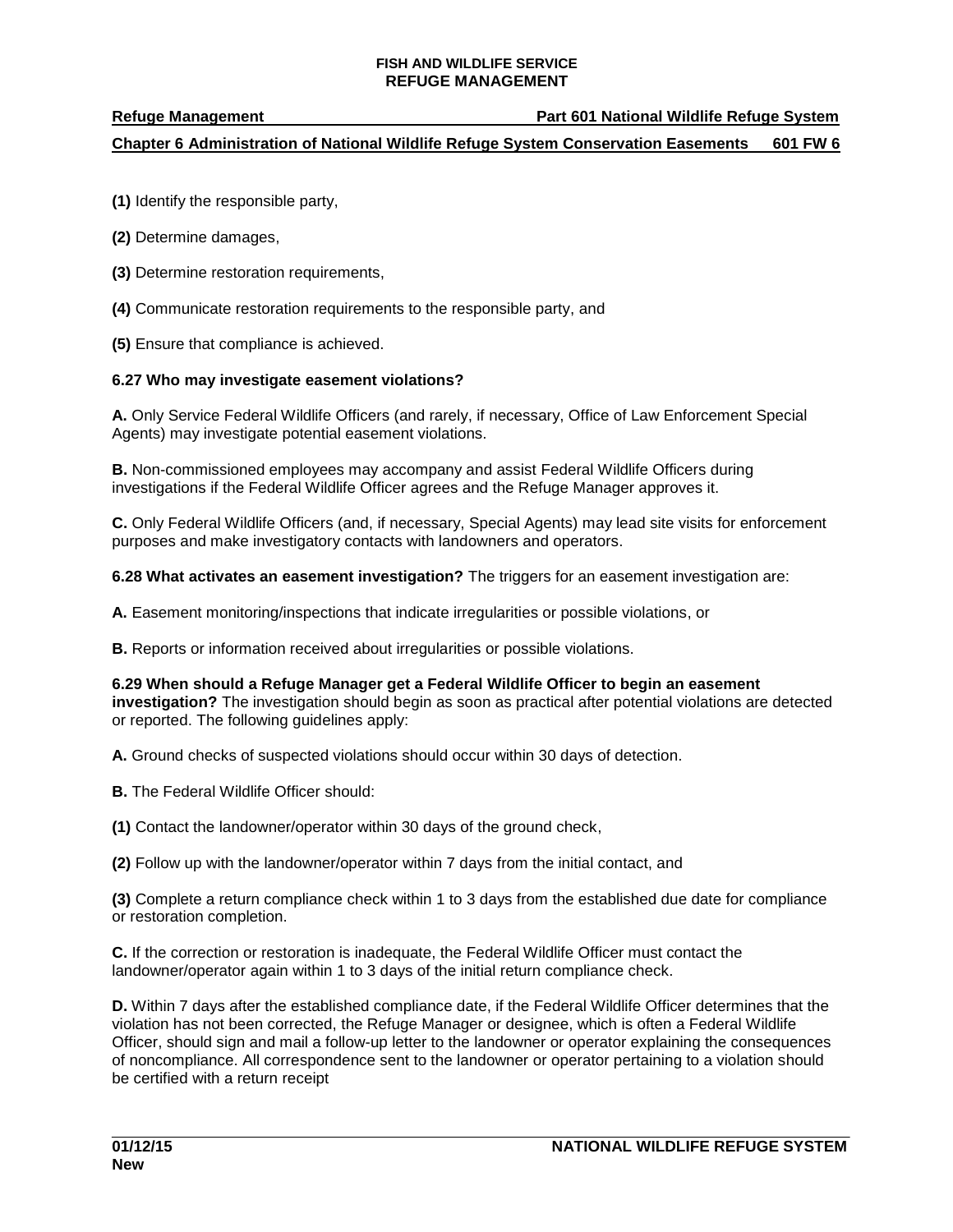**(1)** Identify the responsible party,

**(2)** Determine damages,

**(3)** Determine restoration requirements,

**(4)** Communicate restoration requirements to the responsible party, and

**(5)** Ensure that compliance is achieved.

**6.27 Who may investigate easement violations?**

**A.** Only Service Federal Wildlife Officers (and rarely, if necessary, Office of Law Enforcement Special Agents) may investigate potential easement violations.

**B.** Non-commissioned employees may accompany and assist Federal Wildlife Officers during investigations if the Federal Wildlife Officer agrees and the Refuge Manager approves it.

**C.** Only Federal Wildlife Officers (and, if necessary, Special Agents) may lead site visits for enforcement purposes and make investigatory contacts with landowners and operators.

**6.28 What activates an easement investigation?** The triggers for an easement investigation are:

**A.** Easement monitoring/inspections that indicate irregularities or possible violations, or

**B.** Reports or information received about irregularities or possible violations.

**6.29 When should a Refuge Manager get a Federal Wildlife Officer to begin an easement investigation?** The investigation should begin as soon as practical after potential violations are detected or reported. The following guidelines apply:

**A.** Ground checks of suspected violations should occur within 30 days of detection.

**B.** The Federal Wildlife Officer should:

**(1)** Contact the landowner/operator within 30 days of the ground check,

**(2)** Follow up with the landowner/operator within 7 days from the initial contact, and

**(3)** Complete a return compliance check within 1 to 3 days from the established due date for compliance or restoration completion.

**C.** If the correction or restoration is inadequate, the Federal Wildlife Officer must contact the landowner/operator again within 1 to 3 days of the initial return compliance check.

**D.** Within 7 days after the established compliance date, if the Federal Wildlife Officer determines that the violation has not been corrected, the Refuge Manager or designee, which is often a Federal Wildlife Officer, should sign and mail a follow-up letter to the landowner or operator explaining the consequences of noncompliance. All correspondence sent to the landowner or operator pertaining to a violation should be certified with a return receipt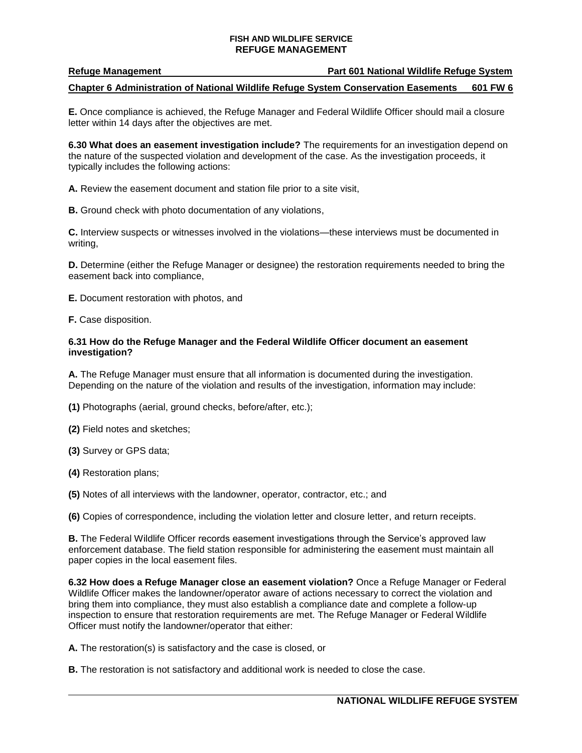**E.** Once compliance is achieved, the Refuge Manager and Federal Wildlife Officer should mail a closure letter within 14 days after the objectives are met.

**6.30 What does an easement investigation include?** The requirements for an investigation depend on the nature of the suspected violation and development of the case. As the investigation proceeds, it typically includes the following actions:

**A.** Review the easement document and station file prior to a site visit,

**B.** Ground check with photo documentation of any violations,

**C.** Interview suspects or witnesses involved in the violations—these interviews must be documented in writing,

**D.** Determine (either the Refuge Manager or designee) the restoration requirements needed to bring the easement back into compliance,

**E.** Document restoration with photos, and

**F.** Case disposition.

**6.31 How do the Refuge Manager and the Federal Wildlife Officer document an easement investigation?**

**A.** The Refuge Manager must ensure that all information is documented during the investigation. Depending on the nature of the violation and results of the investigation, information may include:

**(1)** Photographs (aerial, ground checks, before/after, etc.);

**(2)** Field notes and sketches;

**(3)** Survey or GPS data;

**(4)** Restoration plans;

**(5)** Notes of all interviews with the landowner, operator, contractor, etc.; and

**(6)** Copies of correspondence, including the violation letter and closure letter, and return receipts.

**B.** The Federal Wildlife Officer records easement investigations through the Service's approved law enforcement database. The field station responsible for administering the easement must maintain all paper copies in the local easement files.

**6.32 How does a Refuge Manager close an easement violation?** Once a Refuge Manager or Federal Wildlife Officer makes the landowner/operator aware of actions necessary to correct the violation and bring them into compliance, they must also establish a compliance date and complete a follow-up inspection to ensure that restoration requirements are met. The Refuge Manager or Federal Wildlife Officer must notify the landowner/operator that either:

**A.** The restoration(s) is satisfactory and the case is closed, or

**B.** The restoration is not satisfactory and additional work is needed to close the case.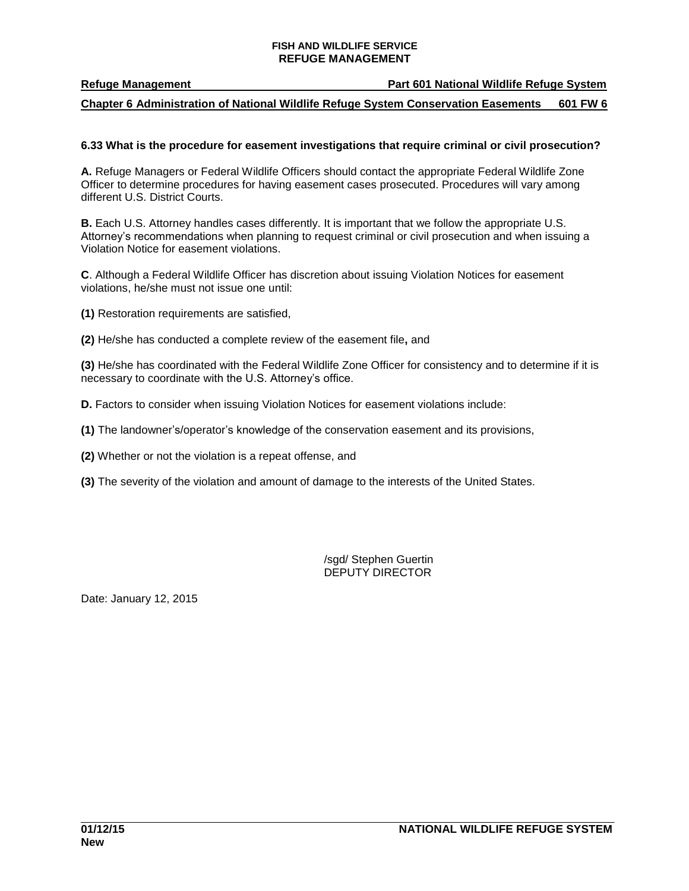### 6.33 What is the procedure for easement investigations that require criminal or civil prosecution?

**A.** Refuge Managers or Federal Wildlife Officers should contact the appropriate Federal Wildlife Zone Officer to determine procedures for having easement cases prosecuted. Procedures will vary among different U.S. District Courts.

**B.** Each U.S. Attorney handles cases differently. It is important that we follow the appropriate U.S. Attorney's recommendations when planning to request criminal or civil prosecution and when issuing a Violation Notice for easement violations.

**C**. Although a Federal Wildlife Officer has discretion about issuing Violation Notices for easement violations, he/she must not issue one until:

**(1)** Restoration requirements are satisfied,

**(2)** He/she has conducted a complete review of the easement file**,** and

**(3)** He/she has coordinated with the Federal Wildlife Zone Officer for consistency and to determine if it is necessary to coordinate with the U.S. Attorney's office.

**D.** Factors to consider when issuing Violation Notices for easement violations include:

**(1)** The landowner's/operator's knowledge of the conservation easement and its provisions,

**(2)** Whether or not the violation is a repeat offense, and

**(3)** The severity of the violation and amount of damage to the interests of the United States.

/sgd/ Stephen Guertin
DEPUTY DIRECTOR

Date: January 12, 2015